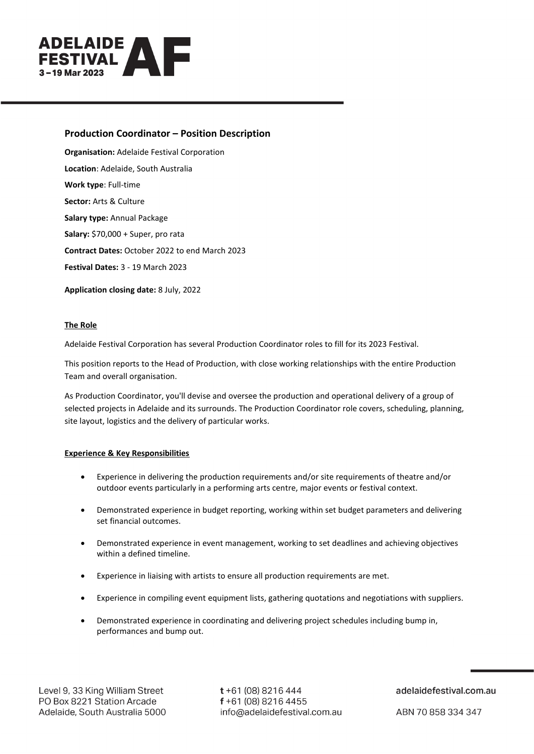## Production Coordinator – Position Description

**Organisation:** Adelaide Festival Corporation

**Location**: Adelaide, South Australia

**Work type**: Full-time

**Sector:** Arts & Culture

**Salary type:** Annual Package

**Salary:** $70,000 + Super, pro rata

**Contract Dates:** October 2022 to end March 2023

**Festival Dates:** 3 - 19 March 2023

**Application closing date:** 8 July, 2022

### The Role

Adelaide Festival Corporation has several Production Coordinator roles to fill for its 2023 Festival.

This position reports to the Head of Production, with close working relationships with the entire Production Team and overall organisation.

As Production Coordinator, you'll devise and oversee the production and operational delivery of a group of selected projects in Adelaide and its surrounds. The Production Coordinator role covers, scheduling, planning, site layout, logistics and the delivery of particular works.

### Experience & Key Responsibilities

- Experience in delivering the production requirements and/or site requirements of theatre and/or outdoor events particularly in a performing arts centre, major events or festival context.
- Demonstrated experience in budget reporting, working within set budget parameters and delivering set financial outcomes.
- Demonstrated experience in event management, working to set deadlines and achieving objectives within a defined timeline.
- Experience in liaising with artists to ensure all production requirements are met.
- Experience in compiling event equipment lists, gathering quotations and negotiations with suppliers.
- Demonstrated experience in coordinating and delivering project schedules including bump in, performances and bump out.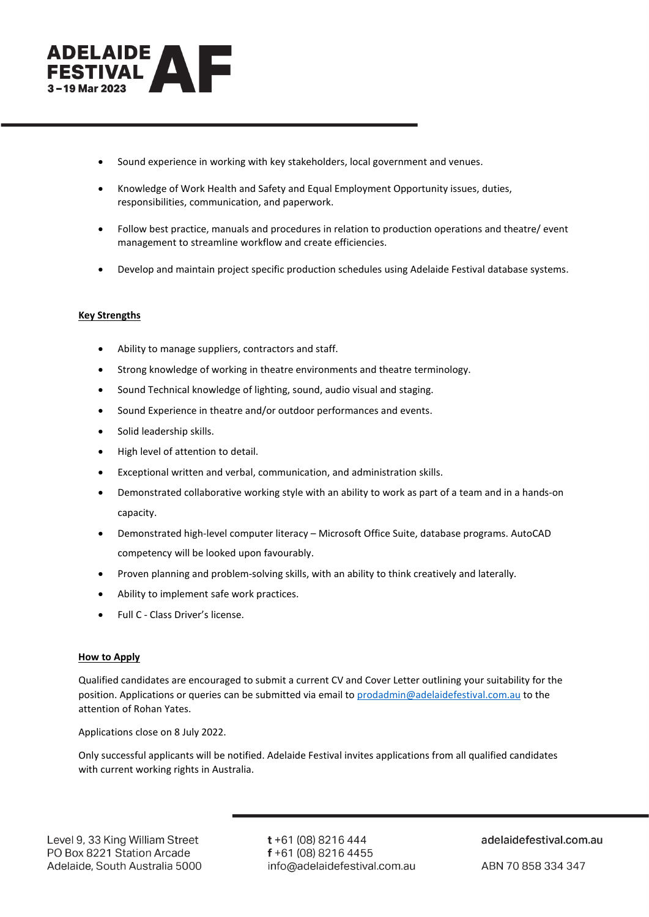- Sound experience in working with key stakeholders, local government and venues.
- Knowledge of Work Health and Safety and Equal Employment Opportunity issues, duties, responsibilities, communication, and paperwork.
- Follow best practice, manuals and procedures in relation to production operations and theatre/ event management to streamline workflow and create efficiencies.
- Develop and maintain project specific production schedules using Adelaide Festival database systems.

**Key Strengths**

- Ability to manage suppliers, contractors and staff.
- Strong knowledge of working in theatre environments and theatre terminology.
- Sound Technical knowledge of lighting, sound, audio visual and staging.
- Sound Experience in theatre and/or outdoor performances and events.
- Solid leadership skills.
- High level of attention to detail.
- Exceptional written and verbal, communication, and administration skills.
- Demonstrated collaborative working style with an ability to work as part of a team and in a hands-on capacity.
- Demonstrated high-level computer literacy – Microsoft Office Suite, database programs. AutoCAD competency will be looked upon favourably.
- Proven planning and problem-solving skills, with an ability to think creatively and laterally.
- Ability to implement safe work practices.
- Full C - Class Driver's license.

**How to Apply**

Qualified candidates are encouraged to submit a current CV and Cover Letter outlining your suitability for the position. Applications or queries can be submitted via email to prodadmin@adelaidefestival.com.au to the attention of Rohan Yates.

Applications close on 8 July 2022.

Only successful applicants will be notified. Adelaide Festival invites applications from all qualified candidates with current working rights in Australia.